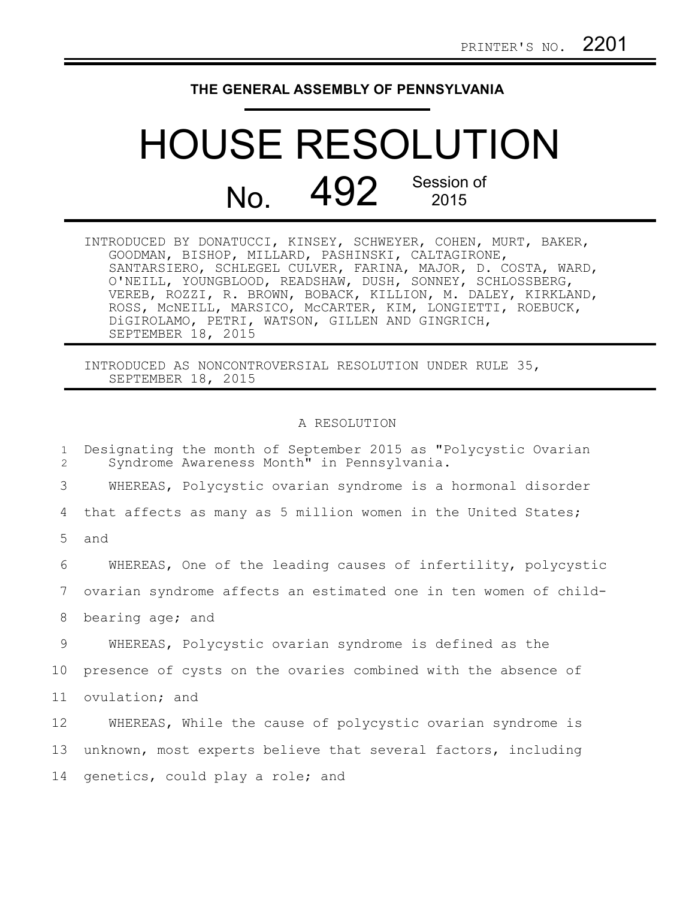PRINTER'S NO. 2201

**THE GENERAL ASSEMBLY OF PENNSYLVANIA**

# HOUSE RESOLUTION

# No. 492 Session of 2015

INTRODUCED BY DONATUCCI, KINSEY, SCHWEYER, COHEN, MURT, BAKER, GOODMAN, BISHOP, MILLARD, PASHINSKI, CALTAGIRONE, SANTARSIERO, SCHLEGEL CULVER, FARINA, MAJOR, D. COSTA, WARD, O'NEILL, YOUNGBLOOD, READSHAW, DUSH, SONNEY, SCHLOSSBERG, VEREB, ROZZI, R. BROWN, BOBACK, KILLION, M. DALEY, KIRKLAND, ROSS, McNEILL, MARSICO, McCARTER, KIM, LONGIETTI, ROEBUCK, DiGIROLAMO, PETRI, WATSON, GILLEN AND GINGRICH, SEPTEMBER 18, 2015

INTRODUCED AS NONCONTROVERSIAL RESOLUTION UNDER RULE 35, SEPTEMBER 18, 2015

A RESOLUTION

1 Designating the month of September 2015 as "Polycystic Ovarian
2 Syndrome Awareness Month" in Pennsylvania.

3 WHEREAS, Polycystic ovarian syndrome is a hormonal disorder
4 that affects as many as 5 million women in the United States;
5 and

6 WHEREAS, One of the leading causes of infertility, polycystic
7 ovarian syndrome affects an estimated one in ten women of child-
8 bearing age; and

9 WHEREAS, Polycystic ovarian syndrome is defined as the
10 presence of cysts on the ovaries combined with the absence of
11 ovulation; and

12 WHEREAS, While the cause of polycystic ovarian syndrome is
13 unknown, most experts believe that several factors, including
14 genetics, could play a role; and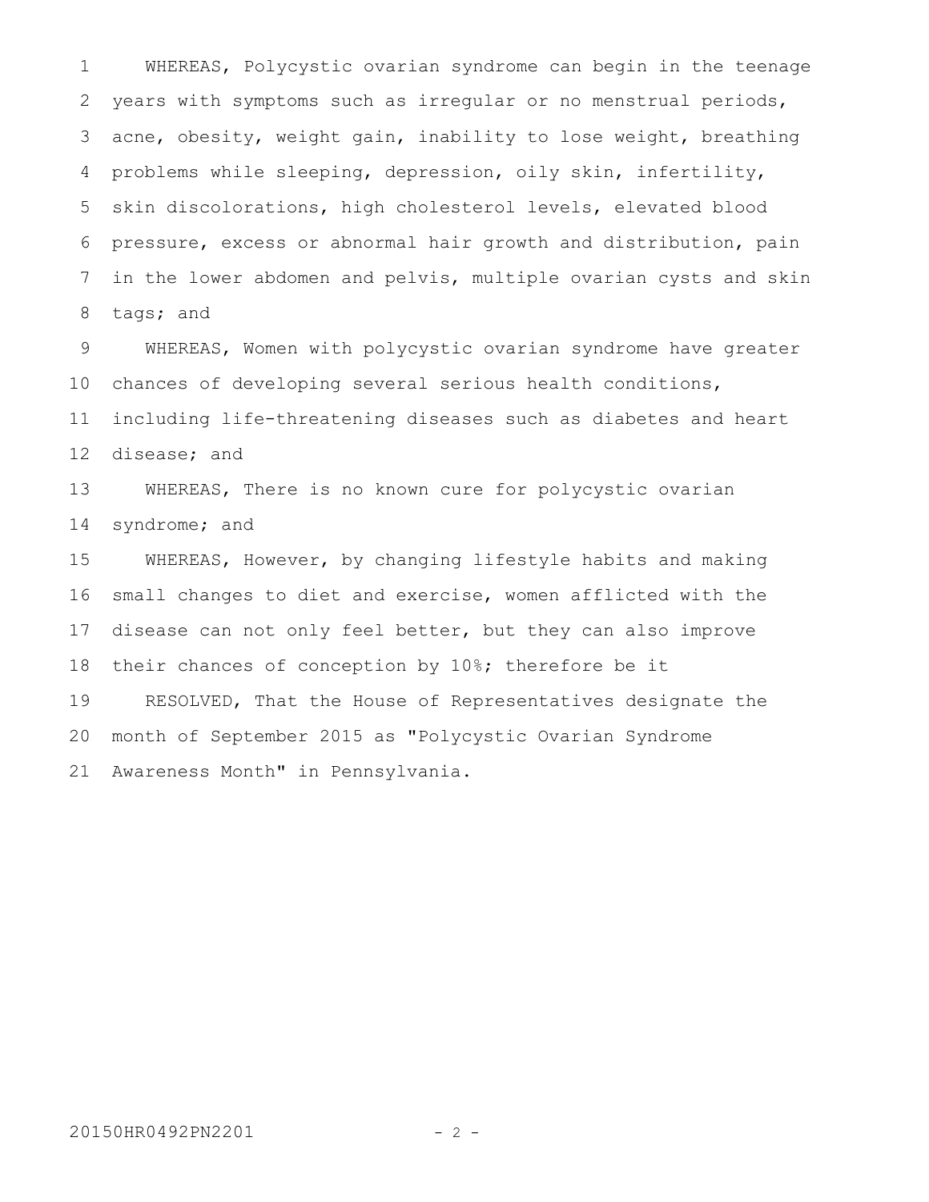WHEREAS, Polycystic ovarian syndrome can begin in the teenage years with symptoms such as irregular or no menstrual periods, acne, obesity, weight gain, inability to lose weight, breathing problems while sleeping, depression, oily skin, infertility, skin discolorations, high cholesterol levels, elevated blood pressure, excess or abnormal hair growth and distribution, pain in the lower abdomen and pelvis, multiple ovarian cysts and skin tags; and

WHEREAS, Women with polycystic ovarian syndrome have greater chances of developing several serious health conditions, including life-threatening diseases such as diabetes and heart disease; and

WHEREAS, There is no known cure for polycystic ovarian syndrome; and

WHEREAS, However, by changing lifestyle habits and making small changes to diet and exercise, women afflicted with the disease can not only feel better, but they can also improve their chances of conception by 10%; therefore be it

RESOLVED, That the House of Representatives designate the month of September 2015 as "Polycystic Ovarian Syndrome Awareness Month" in Pennsylvania.